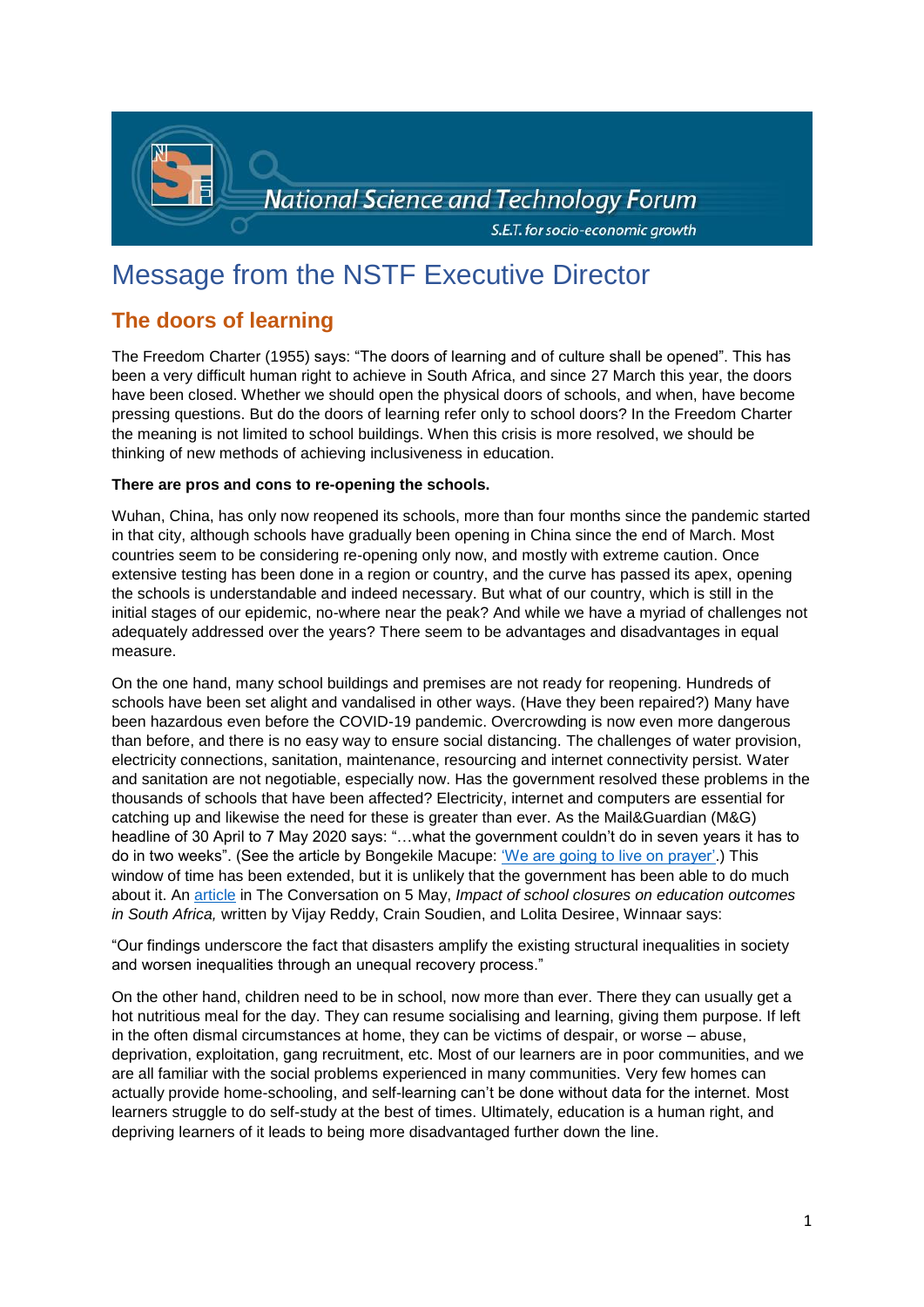National Science and Technology Forum

S.E.T. for socio-economic growth

# Message from the NSTF Executive Director

## The doors of learning

The Freedom Charter (1955) says: "The doors of learning and of culture shall be opened". This has been a very difficult human right to achieve in South Africa, and since 27 March this year, the doors have been closed. Whether we should open the physical doors of schools, and when, have become pressing questions. But do the doors of learning refer only to school doors? In the Freedom Charter the meaning is not limited to school buildings. When this crisis is more resolved, we should be thinking of new methods of achieving inclusiveness in education.

**There are pros and cons to re-opening the schools.**

Wuhan, China, has only now reopened its schools, more than four months since the pandemic started in that city, although schools have gradually been opening in China since the end of March. Most countries seem to be considering re-opening only now, and mostly with extreme caution. Once extensive testing has been done in a region or country, and the curve has passed its apex, opening the schools is understandable and indeed necessary. But what of our country, which is still in the initial stages of our epidemic, no-where near the peak? And while we have a myriad of challenges not adequately addressed over the years? There seem to be advantages and disadvantages in equal measure.

On the one hand, many school buildings and premises are not ready for reopening. Hundreds of schools have been set alight and vandalised in other ways. (Have they been repaired?) Many have been hazardous even before the COVID-19 pandemic. Overcrowding is now even more dangerous than before, and there is no easy way to ensure social distancing. The challenges of water provision, electricity connections, sanitation, maintenance, resourcing and internet connectivity persist. Water and sanitation are not negotiable, especially now. Has the government resolved these problems in the thousands of schools that have been affected? Electricity, internet and computers are essential for catching up and likewise the need for these is greater than ever. As the Mail&Guardian (M&G) headline of 30 April to 7 May 2020 says: "…what the government couldn't do in seven years it has to do in two weeks". (See the article by Bongekile Macupe: 'We are going to live on prayer'.) This window of time has been extended, but it is unlikely that the government has been able to do much about it. An article in The Conversation on 5 May, *Impact of school closures on education outcomes in South Africa,* written by Vijay Reddy, Crain Soudien, and Lolita Desiree, Winnaar says:

"Our findings underscore the fact that disasters amplify the existing structural inequalities in society and worsen inequalities through an unequal recovery process."

On the other hand, children need to be in school, now more than ever. There they can usually get a hot nutritious meal for the day. They can resume socialising and learning, giving them purpose. If left in the often dismal circumstances at home, they can be victims of despair, or worse – abuse, deprivation, exploitation, gang recruitment, etc. Most of our learners are in poor communities, and we are all familiar with the social problems experienced in many communities. Very few homes can actually provide home-schooling, and self-learning can't be done without data for the internet. Most learners struggle to do self-study at the best of times. Ultimately, education is a human right, and depriving learners of it leads to being more disadvantaged further down the line.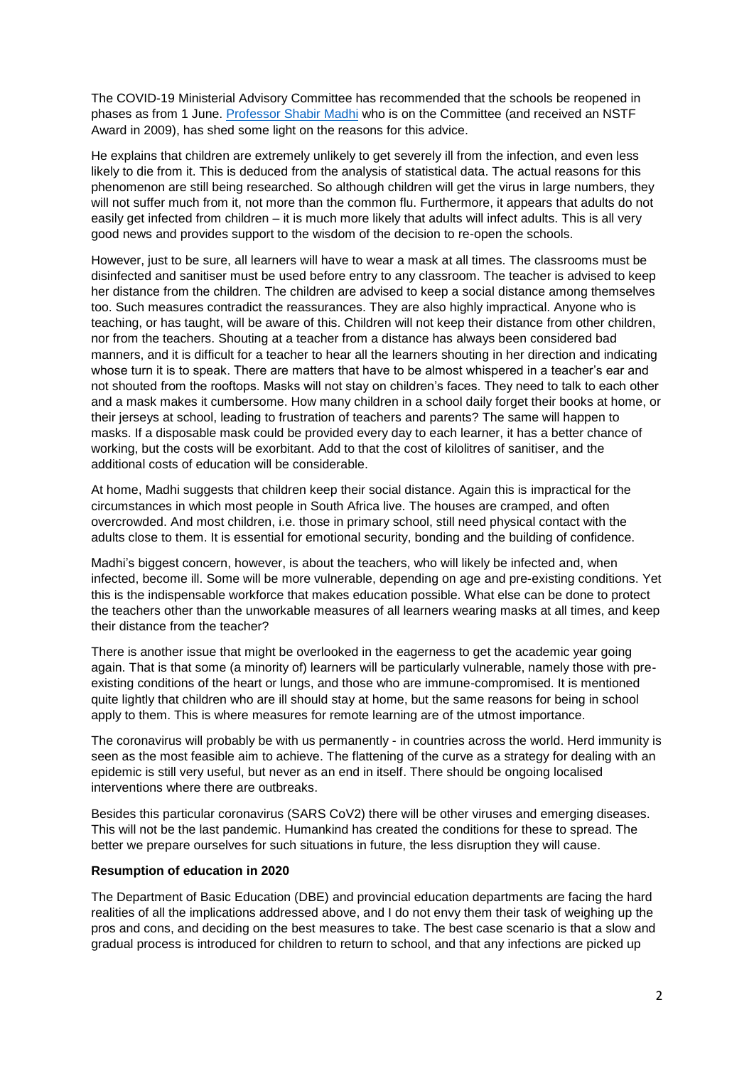The COVID-19 Ministerial Advisory Committee has recommended that the schools be reopened in phases as from 1 June. [Professor Shabir Madhi] who is on the Committee (and received an NSTF Award in 2009), has shed some light on the reasons for this advice.

He explains that children are extremely unlikely to get severely ill from the infection, and even less likely to die from it. This is deduced from the analysis of statistical data. The actual reasons for this phenomenon are still being researched. So although children will get the virus in large numbers, they will not suffer much from it, not more than the common flu. Furthermore, it appears that adults do not easily get infected from children – it is much more likely that adults will infect adults. This is all very good news and provides support to the wisdom of the decision to re-open the schools.

However, just to be sure, all learners will have to wear a mask at all times. The classrooms must be disinfected and sanitiser must be used before entry to any classroom. The teacher is advised to keep her distance from the children. The children are advised to keep a social distance among themselves too. Such measures contradict the reassurances. They are also highly impractical. Anyone who is teaching, or has taught, will be aware of this. Children will not keep their distance from other children, nor from the teachers. Shouting at a teacher from a distance has always been considered bad manners, and it is difficult for a teacher to hear all the learners shouting in her direction and indicating whose turn it is to speak. There are matters that have to be almost whispered in a teacher's ear and not shouted from the rooftops. Masks will not stay on children's faces. They need to talk to each other and a mask makes it cumbersome. How many children in a school daily forget their books at home, or their jerseys at school, leading to frustration of teachers and parents? The same will happen to masks. If a disposable mask could be provided every day to each learner, it has a better chance of working, but the costs will be exorbitant. Add to that the cost of kilolitres of sanitiser, and the additional costs of education will be considerable.

At home, Madhi suggests that children keep their social distance. Again this is impractical for the circumstances in which most people in South Africa live. The houses are cramped, and often overcrowded. And most children, i.e. those in primary school, still need physical contact with the adults close to them. It is essential for emotional security, bonding and the building of confidence.

Madhi's biggest concern, however, is about the teachers, who will likely be infected and, when infected, become ill. Some will be more vulnerable, depending on age and pre-existing conditions. Yet this is the indispensable workforce that makes education possible. What else can be done to protect the teachers other than the unworkable measures of all learners wearing masks at all times, and keep their distance from the teacher?

There is another issue that might be overlooked in the eagerness to get the academic year going again. That is that some (a minority of) learners will be particularly vulnerable, namely those with pre-existing conditions of the heart or lungs, and those who are immune-compromised. It is mentioned quite lightly that children who are ill should stay at home, but the same reasons for being in school apply to them. This is where measures for remote learning are of the utmost importance.

The coronavirus will probably be with us permanently - in countries across the world. Herd immunity is seen as the most feasible aim to achieve. The flattening of the curve as a strategy for dealing with an epidemic is still very useful, but never as an end in itself. There should be ongoing localised interventions where there are outbreaks.

Besides this particular coronavirus (SARS CoV2) there will be other viruses and emerging diseases. This will not be the last pandemic. Humankind has created the conditions for these to spread. The better we prepare ourselves for such situations in future, the less disruption they will cause.

**Resumption of education in 2020**

The Department of Basic Education (DBE) and provincial education departments are facing the hard realities of all the implications addressed above, and I do not envy them their task of weighing up the pros and cons, and deciding on the best measures to take. The best case scenario is that a slow and gradual process is introduced for children to return to school, and that any infections are picked up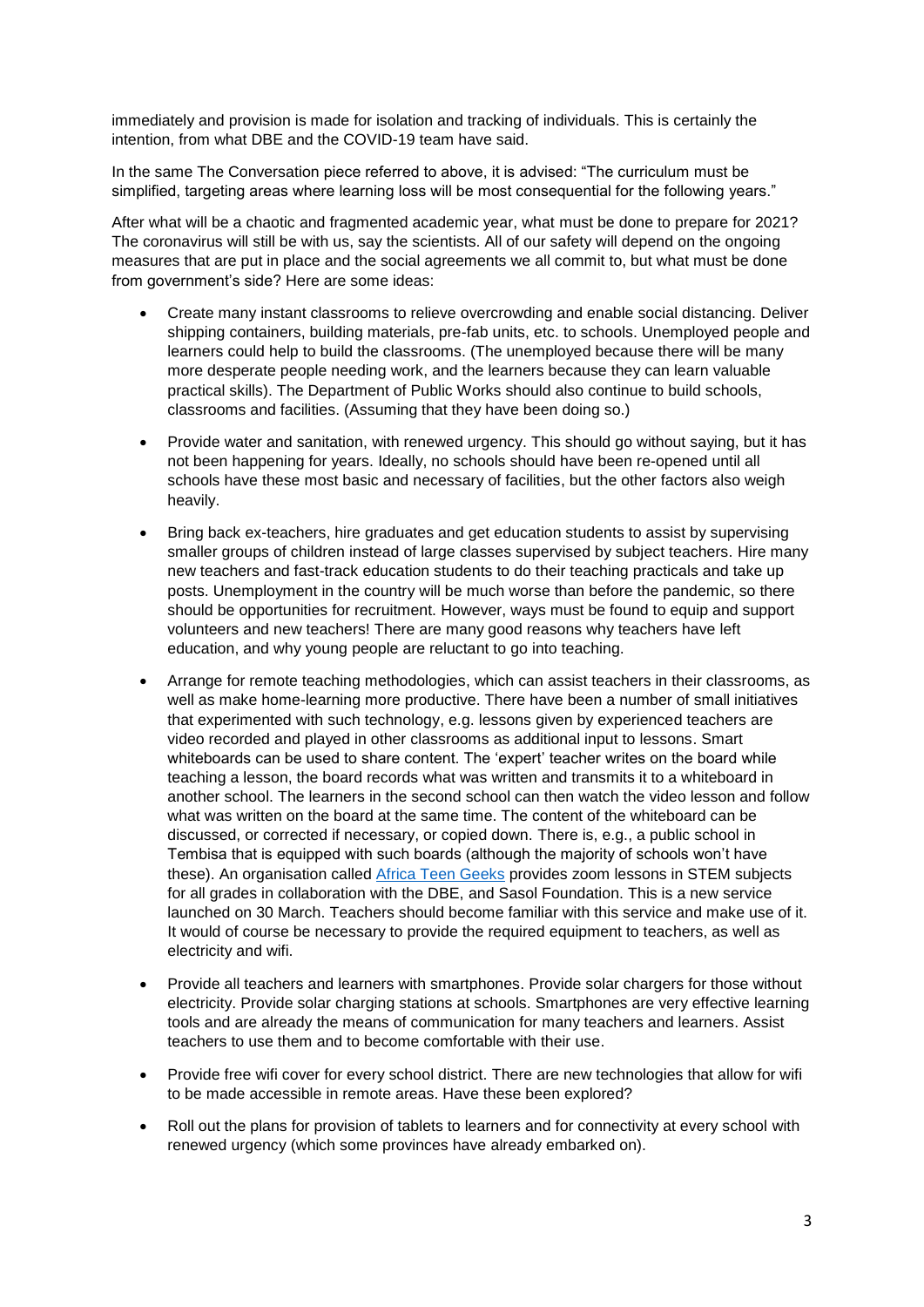immediately and provision is made for isolation and tracking of individuals. This is certainly the intention, from what DBE and the COVID-19 team have said.

In the same The Conversation piece referred to above, it is advised: "The curriculum must be simplified, targeting areas where learning loss will be most consequential for the following years."

After what will be a chaotic and fragmented academic year, what must be done to prepare for 2021? The coronavirus will still be with us, say the scientists. All of our safety will depend on the ongoing measures that are put in place and the social agreements we all commit to, but what must be done from government's side? Here are some ideas:

- Create many instant classrooms to relieve overcrowding and enable social distancing. Deliver shipping containers, building materials, pre-fab units, etc. to schools. Unemployed people and learners could help to build the classrooms. (The unemployed because there will be many more desperate people needing work, and the learners because they can learn valuable practical skills). The Department of Public Works should also continue to build schools, classrooms and facilities. (Assuming that they have been doing so.)

- Provide water and sanitation, with renewed urgency. This should go without saying, but it has not been happening for years. Ideally, no schools should have been re-opened until all schools have these most basic and necessary of facilities, but the other factors also weigh heavily.

- Bring back ex-teachers, hire graduates and get education students to assist by supervising smaller groups of children instead of large classes supervised by subject teachers. Hire many new teachers and fast-track education students to do their teaching practicals and take up posts. Unemployment in the country will be much worse than before the pandemic, so there should be opportunities for recruitment. However, ways must be found to equip and support volunteers and new teachers! There are many good reasons why teachers have left education, and why young people are reluctant to go into teaching.

- Arrange for remote teaching methodologies, which can assist teachers in their classrooms, as well as make home-learning more productive. There have been a number of small initiatives that experimented with such technology, e.g. lessons given by experienced teachers are video recorded and played in other classrooms as additional input to lessons. Smart whiteboards can be used to share content. The 'expert' teacher writes on the board while teaching a lesson, the board records what was written and transmits it to a whiteboard in another school. The learners in the second school can then watch the video lesson and follow what was written on the board at the same time. The content of the whiteboard can be discussed, or corrected if necessary, or copied down. There is, e.g., a public school in Tembisa that is equipped with such boards (although the majority of schools won't have these). An organisation called Africa Teen Geeks provides zoom lessons in STEM subjects for all grades in collaboration with the DBE, and Sasol Foundation. This is a new service launched on 30 March. Teachers should become familiar with this service and make use of it. It would of course be necessary to provide the required equipment to teachers, as well as electricity and wifi.

- Provide all teachers and learners with smartphones. Provide solar chargers for those without electricity. Provide solar charging stations at schools. Smartphones are very effective learning tools and are already the means of communication for many teachers and learners. Assist teachers to use them and to become comfortable with their use.

- Provide free wifi cover for every school district. There are new technologies that allow for wifi to be made accessible in remote areas. Have these been explored?

- Roll out the plans for provision of tablets to learners and for connectivity at every school with renewed urgency (which some provinces have already embarked on).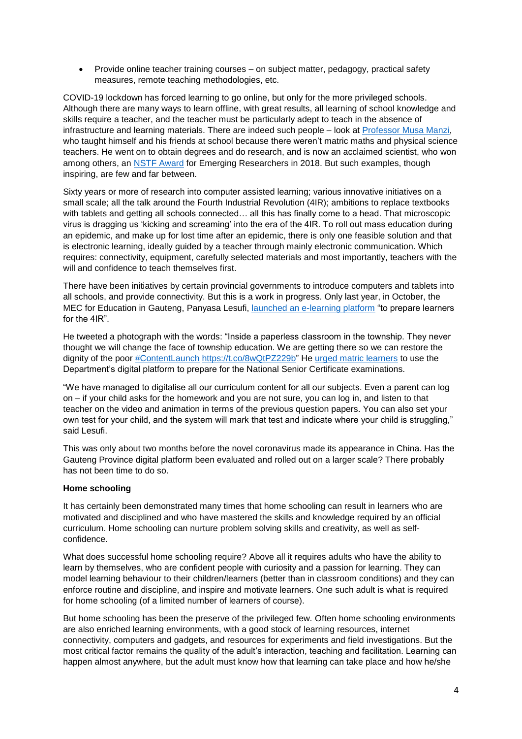- Provide online teacher training courses – on subject matter, pedagogy, practical safety measures, remote teaching methodologies, etc.

COVID-19 lockdown has forced learning to go online, but only for the more privileged schools. Although there are many ways to learn offline, with great results, all learning of school knowledge and skills require a teacher, and the teacher must be particularly adept to teach in the absence of infrastructure and learning materials. There are indeed such people – look at [Professor Musa Manzi](), who taught himself and his friends at school because there weren't matric maths and physical science teachers. He went on to obtain degrees and do research, and is now an acclaimed scientist, who won among others, an [NSTF Award]() for Emerging Researchers in 2018. But such examples, though inspiring, are few and far between.

Sixty years or more of research into computer assisted learning; various innovative initiatives on a small scale; all the talk around the Fourth Industrial Revolution (4IR); ambitions to replace textbooks with tablets and getting all schools connected… all this has finally come to a head. That microscopic virus is dragging us 'kicking and screaming' into the era of the 4IR. To roll out mass education during an epidemic, and make up for lost time after an epidemic, there is only one feasible solution and that is electronic learning, ideally guided by a teacher through mainly electronic communication. Which requires: connectivity, equipment, carefully selected materials and most importantly, teachers with the will and confidence to teach themselves first.

There have been initiatives by certain provincial governments to introduce computers and tablets into all schools, and provide connectivity. But this is a work in progress. Only last year, in October, the MEC for Education in Gauteng, Panyasa Lesufi, [launched an e-learning platform]() "to prepare learners for the 4IR".

He tweeted a photograph with the words: "Inside a paperless classroom in the township. They never thought we will change the face of township education. We are getting there so we can restore the dignity of the poor [#ContentLaunch]() [https://t.co/8wQtPZ229b](https://t.co/8wQtPZ229b)" He [urged matric learners]() to use the Department's digital platform to prepare for the National Senior Certificate examinations.

"We have managed to digitalise all our curriculum content for all our subjects. Even a parent can log on – if your child asks for the homework and you are not sure, you can log in, and listen to that teacher on the video and animation in terms of the previous question papers. You can also set your own test for your child, and the system will mark that test and indicate where your child is struggling," said Lesufi.

This was only about two months before the novel coronavirus made its appearance in China. Has the Gauteng Province digital platform been evaluated and rolled out on a larger scale? There probably has not been time to do so.

**Home schooling**

It has certainly been demonstrated many times that home schooling can result in learners who are motivated and disciplined and who have mastered the skills and knowledge required by an official curriculum. Home schooling can nurture problem solving skills and creativity, as well as self-confidence.

What does successful home schooling require? Above all it requires adults who have the ability to learn by themselves, who are confident people with curiosity and a passion for learning. They can model learning behaviour to their children/learners (better than in classroom conditions) and they can enforce routine and discipline, and inspire and motivate learners. One such adult is what is required for home schooling (of a limited number of learners of course).

But home schooling has been the preserve of the privileged few. Often home schooling environments are also enriched learning environments, with a good stock of learning resources, internet connectivity, computers and gadgets, and resources for experiments and field investigations. But the most critical factor remains the quality of the adult's interaction, teaching and facilitation. Learning can happen almost anywhere, but the adult must know how that learning can take place and how he/she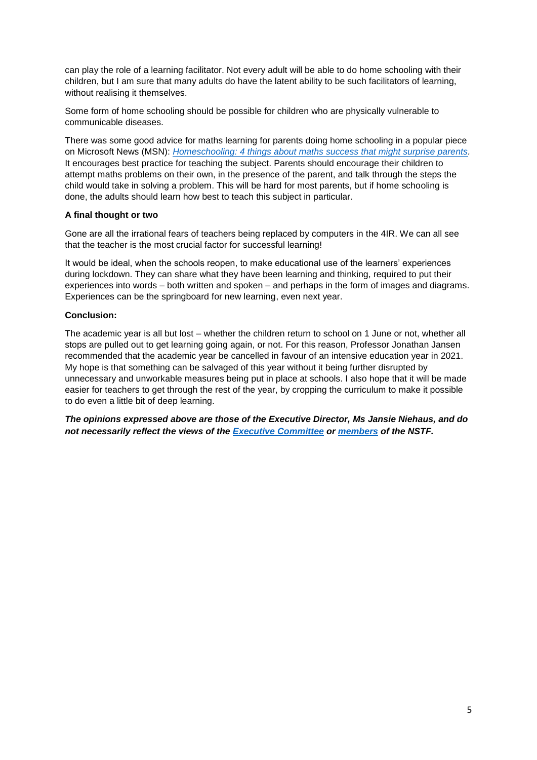can play the role of a learning facilitator. Not every adult will be able to do home schooling with their children, but I am sure that many adults do have the latent ability to be such facilitators of learning, without realising it themselves.

Some form of home schooling should be possible for children who are physically vulnerable to communicable diseases.

There was some good advice for maths learning for parents doing home schooling in a popular piece on Microsoft News (MSN): *Homeschooling: 4 things about maths success that might surprise parents*. It encourages best practice for teaching the subject. Parents should encourage their children to attempt maths problems on their own, in the presence of the parent, and talk through the steps the child would take in solving a problem. This will be hard for most parents, but if home schooling is done, the adults should learn how best to teach this subject in particular.

**A final thought or two**

Gone are all the irrational fears of teachers being replaced by computers in the 4IR. We can all see that the teacher is the most crucial factor for successful learning!

It would be ideal, when the schools reopen, to make educational use of the learners' experiences during lockdown. They can share what they have been learning and thinking, required to put their experiences into words – both written and spoken – and perhaps in the form of images and diagrams. Experiences can be the springboard for new learning, even next year.

**Conclusion:**

The academic year is all but lost – whether the children return to school on 1 June or not, whether all stops are pulled out to get learning going again, or not. For this reason, Professor Jonathan Jansen recommended that the academic year be cancelled in favour of an intensive education year in 2021. My hope is that something can be salvaged of this year without it being further disrupted by unnecessary and unworkable measures being put in place at schools. I also hope that it will be made easier for teachers to get through the rest of the year, by cropping the curriculum to make it possible to do even a little bit of deep learning.

***The opinions expressed above are those of the Executive Director, Ms Jansie Niehaus, and do not necessarily reflect the views of the Executive Committee or members of the NSTF.***